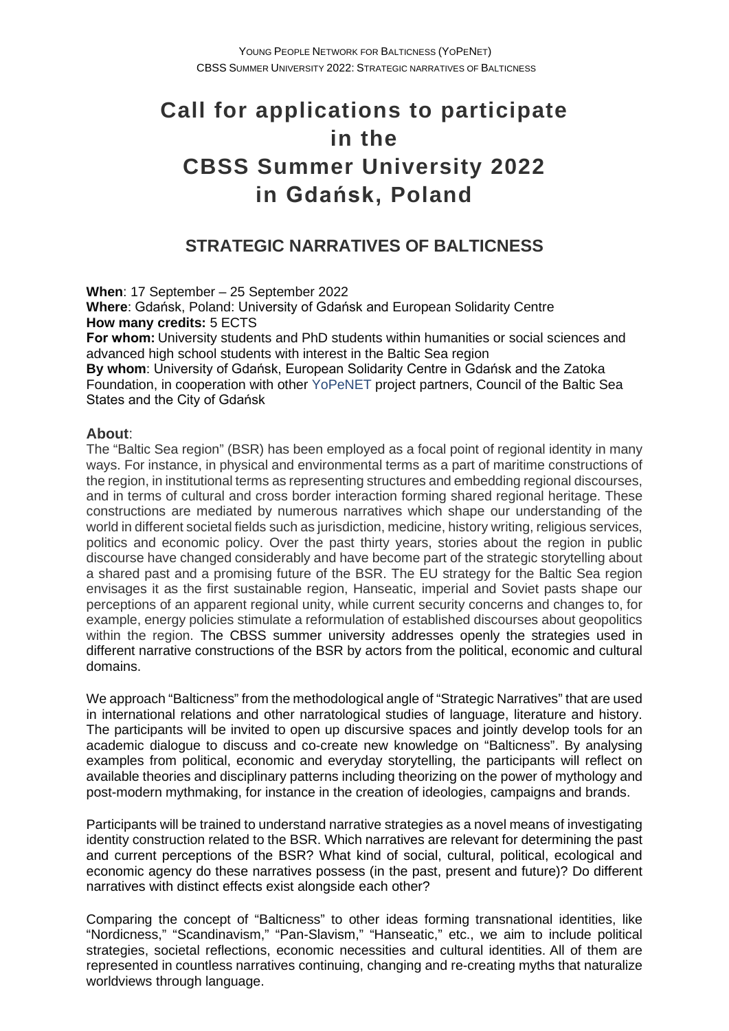# Call for applications to participate in the CBSS Summer University 2022 in Gdańsk, Poland

## STRATEGIC NARRATIVES OF BALTICNESS

**When**: 17 September – 25 September 2022
**Where**: Gdańsk, Poland: University of Gdańsk and European Solidarity Centre
**How many credits:** 5 ECTS
**For whom:** University students and PhD students within humanities or social sciences and advanced high school students with interest in the Baltic Sea region
**By whom**: University of Gdańsk, European Solidarity Centre in Gdańsk and the Zatoka Foundation, in cooperation with other YoPeNET project partners, Council of the Baltic Sea States and the City of Gdańsk

### About:

The "Baltic Sea region" (BSR) has been employed as a focal point of regional identity in many ways. For instance, in physical and environmental terms as a part of maritime constructions of the region, in institutional terms as representing structures and embedding regional discourses, and in terms of cultural and cross border interaction forming shared regional heritage. These constructions are mediated by numerous narratives which shape our understanding of the world in different societal fields such as jurisdiction, medicine, history writing, religious services, politics and economic policy. Over the past thirty years, stories about the region in public discourse have changed considerably and have become part of the strategic storytelling about a shared past and a promising future of the BSR. The EU strategy for the Baltic Sea region envisages it as the first sustainable region, Hanseatic, imperial and Soviet pasts shape our perceptions of an apparent regional unity, while current security concerns and changes to, for example, energy policies stimulate a reformulation of established discourses about geopolitics within the region. The CBSS summer university addresses openly the strategies used in different narrative constructions of the BSR by actors from the political, economic and cultural domains.

We approach "Balticness" from the methodological angle of "Strategic Narratives" that are used in international relations and other narratological studies of language, literature and history. The participants will be invited to open up discursive spaces and jointly develop tools for an academic dialogue to discuss and co-create new knowledge on "Balticness". By analysing examples from political, economic and everyday storytelling, the participants will reflect on available theories and disciplinary patterns including theorizing on the power of mythology and post-modern mythmaking, for instance in the creation of ideologies, campaigns and brands.

Participants will be trained to understand narrative strategies as a novel means of investigating identity construction related to the BSR. Which narratives are relevant for determining the past and current perceptions of the BSR? What kind of social, cultural, political, ecological and economic agency do these narratives possess (in the past, present and future)? Do different narratives with distinct effects exist alongside each other?

Comparing the concept of "Balticness" to other ideas forming transnational identities, like "Nordicness," "Scandinavism," "Pan-Slavism," "Hanseatic," etc., we aim to include political strategies, societal reflections, economic necessities and cultural identities. All of them are represented in countless narratives continuing, changing and re-creating myths that naturalize worldviews through language.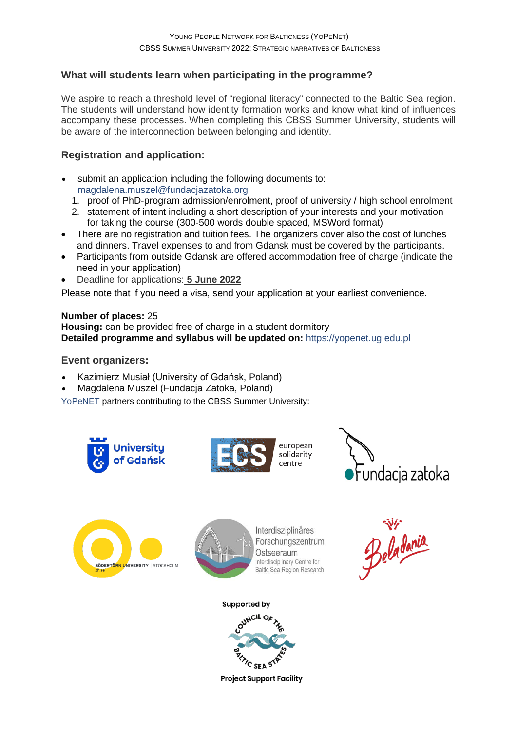## What will students learn when participating in the programme?

We aspire to reach a threshold level of "regional literacy" connected to the Baltic Sea region. The students will understand how identity formation works and know what kind of influences accompany these processes. When completing this CBSS Summer University, students will be aware of the interconnection between belonging and identity.

## Registration and application:

- submit an application including the following documents to: magdalena.muszel@fundacjazatoka.org
  1. proof of PhD-program admission/enrolment, proof of university / high school enrolment
  2. statement of intent including a short description of your interests and your motivation for taking the course (300-500 words double spaced, MSWord format)
- There are no registration and tuition fees. The organizers cover also the cost of lunches and dinners. Travel expenses to and from Gdansk must be covered by the participants.
- Participants from outside Gdansk are offered accommodation free of charge (indicate the need in your application)
- Deadline for applications: **5 June 2022**

Please note that if you need a visa, send your application at your earliest convenience.

**Number of places:** 25
**Housing:** can be provided free of charge in a student dormitory
**Detailed programme and syllabus will be updated on:** https://yopenet.ug.edu.pl

## Event organizers:

- Kazimierz Musiał (University of Gdańsk, Poland)
- Magdalena Muszel (Fundacja Zatoka, Poland)

YoPeNET partners contributing to the CBSS Summer University:

University of Gdańsk

european solidarity centre

Fundacja zatoka

SÖDERTÖRN UNIVERSITY | STOCKHOLM

Interdisziplinäres Forschungszentrum Ostseeraum
Interdisciplinary Centre for Baltic Sea Region Research

Beladania

Supported by

Council of the Baltic Sea States

Project Support Facility